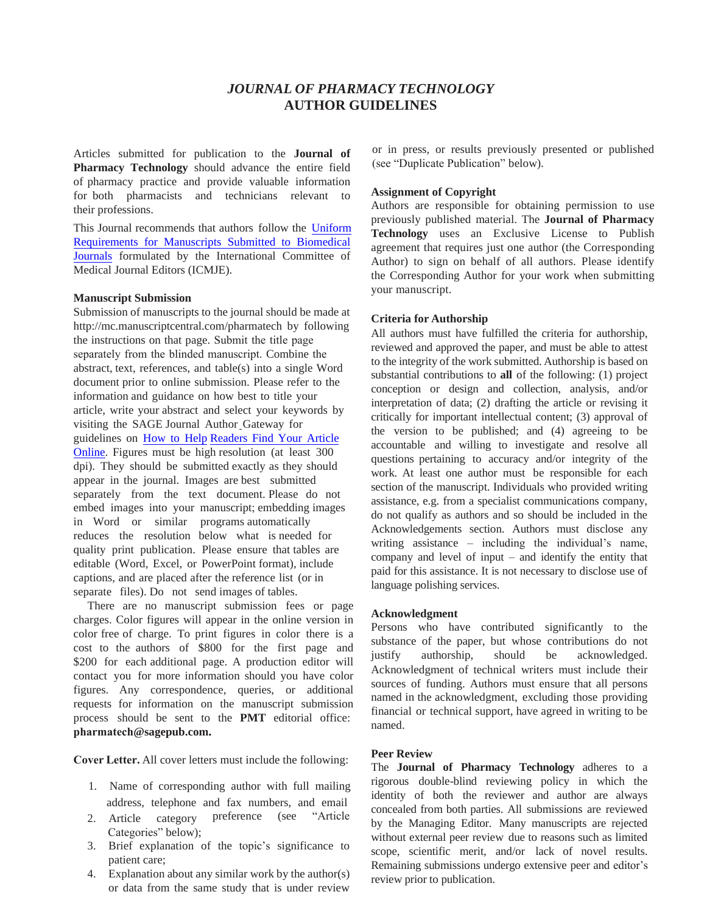# *JOURNAL OF PHARMACY TECHNOLOGY* AUTHOR GUIDELINES

Articles submitted for publication to the **Journal of Pharmacy Technology** should advance the entire field of pharmacy practice and provide valuable information for both pharmacists and technicians relevant to their professions.

This Journal recommends that authors follow the Uniform Requirements for Manuscripts Submitted to Biomedical Journals formulated by the International Committee of Medical Journal Editors (ICMJE).

### Manuscript Submission

Submission of manuscripts to the journal should be made at http://mc.manuscriptcentral.com/pharmatech by following the instructions on that page. Submit the title page separately from the blinded manuscript. Combine the abstract, text, references, and table(s) into a single Word document prior to online submission. Please refer to the information and guidance on how best to title your article, write your abstract and select your keywords by visiting the SAGE Journal Author Gateway for guidelines on How to Help Readers Find Your Article Online. Figures must be high resolution (at least 300 dpi). They should be submitted exactly as they should appear in the journal. Images are best submitted separately from the text document. Please do not embed images into your manuscript; embedding images in Word or similar programs automatically reduces the resolution below what is needed for quality print publication. Please ensure that tables are editable (Word, Excel, or PowerPoint format), include captions, and are placed after the reference list (or in separate files). Do not send images of tables.

There are no manuscript submission fees or page charges. Color figures will appear in the online version in color free of charge. To print figures in color there is a cost to the authors of $800 for the first page and $200 for each additional page. A production editor will contact you for more information should you have color figures. Any correspondence, queries, or additional requests for information on the manuscript submission process should be sent to the **PMT** editorial office: **pharmatech@sagepub.com.**

**Cover Letter.** All cover letters must include the following:

1. Name of corresponding author with full mailing address, telephone and fax numbers, and email
2. Article category preference (see "Article Categories" below);
3. Brief explanation of the topic's significance to patient care;
4. Explanation about any similar work by the author(s) or data from the same study that is under review or in press, or results previously presented or published (see "Duplicate Publication" below).

### Assignment of Copyright

Authors are responsible for obtaining permission to use previously published material. The **Journal of Pharmacy Technology** uses an Exclusive License to Publish agreement that requires just one author (the Corresponding Author) to sign on behalf of all authors. Please identify the Corresponding Author for your work when submitting your manuscript.

### Criteria for Authorship

All authors must have fulfilled the criteria for authorship, reviewed and approved the paper, and must be able to attest to the integrity of the work submitted. Authorship is based on substantial contributions to **all** of the following: (1) project conception or design and collection, analysis, and/or interpretation of data; (2) drafting the article or revising it critically for important intellectual content; (3) approval of the version to be published; and (4) agreeing to be accountable and willing to investigate and resolve all questions pertaining to accuracy and/or integrity of the work. At least one author must be responsible for each section of the manuscript. Individuals who provided writing assistance, e.g. from a specialist communications company, do not qualify as authors and so should be included in the Acknowledgements section. Authors must disclose any writing assistance – including the individual's name, company and level of input – and identify the entity that paid for this assistance. It is not necessary to disclose use of language polishing services.

### Acknowledgment

Persons who have contributed significantly to the substance of the paper, but whose contributions do not justify authorship, should be acknowledged. Acknowledgment of technical writers must include their sources of funding. Authors must ensure that all persons named in the acknowledgment, excluding those providing financial or technical support, have agreed in writing to be named.

### Peer Review

The **Journal of Pharmacy Technology** adheres to a rigorous double-blind reviewing policy in which the identity of both the reviewer and author are always concealed from both parties. All submissions are reviewed by the Managing Editor. Many manuscripts are rejected without external peer review due to reasons such as limited scope, scientific merit, and/or lack of novel results. Remaining submissions undergo extensive peer and editor's review prior to publication.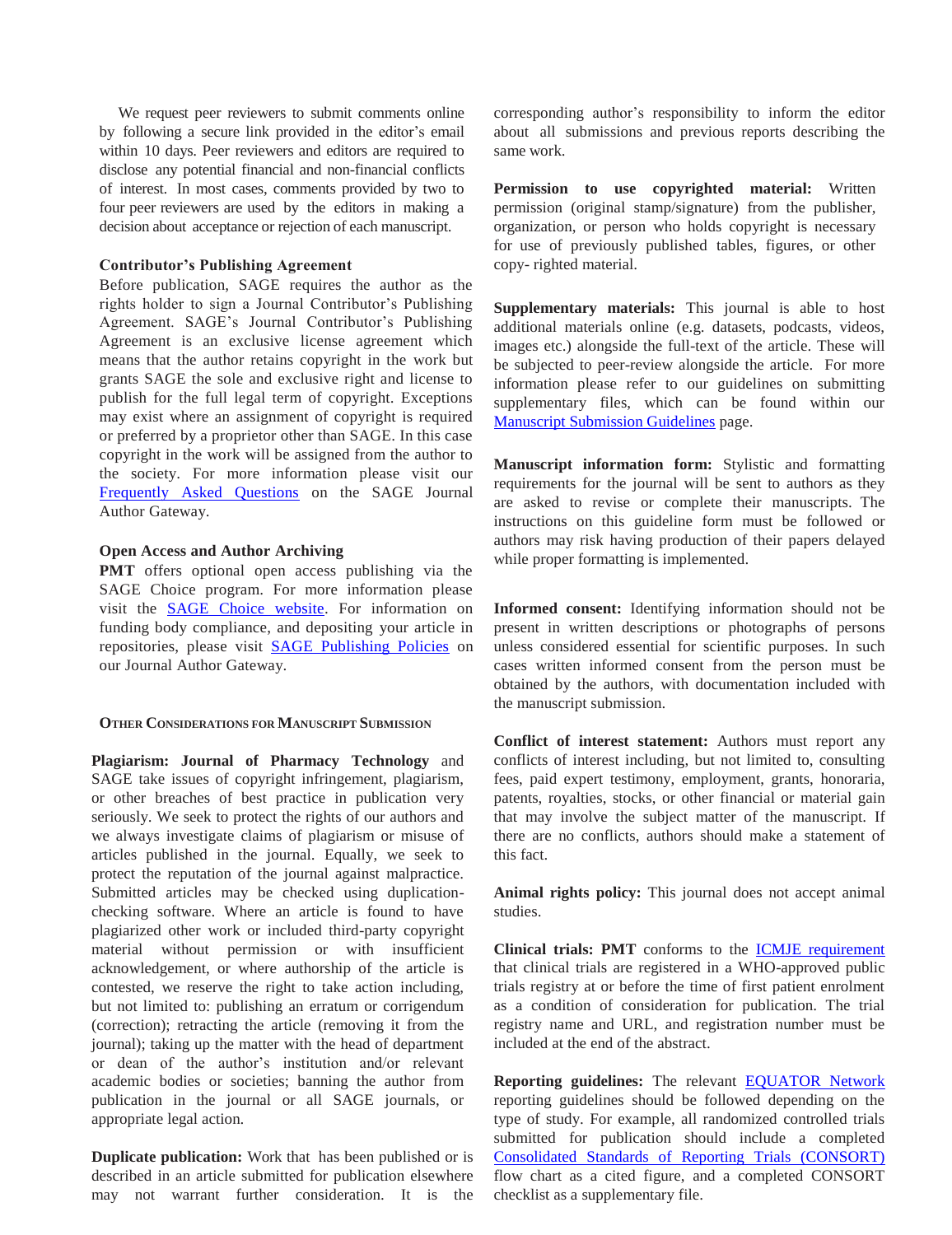We request peer reviewers to submit comments online by following a secure link provided in the editor's email within 10 days. Peer reviewers and editors are required to disclose any potential financial and non-financial conflicts of interest. In most cases, comments provided by two to four peer reviewers are used by the editors in making a decision about acceptance or rejection of each manuscript.

### Contributor's Publishing Agreement

Before publication, SAGE requires the author as the rights holder to sign a Journal Contributor's Publishing Agreement. SAGE's Journal Contributor's Publishing Agreement is an exclusive license agreement which means that the author retains copyright in the work but grants SAGE the sole and exclusive right and license to publish for the full legal term of copyright. Exceptions may exist where an assignment of copyright is required or preferred by a proprietor other than SAGE. In this case copyright in the work will be assigned from the author to the society. For more information please visit our Frequently Asked Questions on the SAGE Journal Author Gateway.

### Open Access and Author Archiving

**PMT** offers optional open access publishing via the SAGE Choice program. For more information please visit the SAGE Choice website. For information on funding body compliance, and depositing your article in repositories, please visit SAGE Publishing Policies on our Journal Author Gateway.

## Other Considerations for Manuscript Submission

**Plagiarism: Journal of Pharmacy Technology** and SAGE take issues of copyright infringement, plagiarism, or other breaches of best practice in publication very seriously. We seek to protect the rights of our authors and we always investigate claims of plagiarism or misuse of articles published in the journal. Equally, we seek to protect the reputation of the journal against malpractice. Submitted articles may be checked using duplication-checking software. Where an article is found to have plagiarized other work or included third-party copyright material without permission or with insufficient acknowledgement, or where authorship of the article is contested, we reserve the right to take action including, but not limited to: publishing an erratum or corrigendum (correction); retracting the article (removing it from the journal); taking up the matter with the head of department or dean of the author's institution and/or relevant academic bodies or societies; banning the author from publication in the journal or all SAGE journals, or appropriate legal action.

**Duplicate publication:** Work that has been published or is described in an article submitted for publication elsewhere may not warrant further consideration. It is the corresponding author's responsibility to inform the editor about all submissions and previous reports describing the same work.

**Permission to use copyrighted material:** Written permission (original stamp/signature) from the publisher, organization, or person who holds copyright is necessary for use of previously published tables, figures, or other copy- righted material.

**Supplementary materials:** This journal is able to host additional materials online (e.g. datasets, podcasts, videos, images etc.) alongside the full-text of the article. These will be subjected to peer-review alongside the article. For more information please refer to our guidelines on submitting supplementary files, which can be found within our Manuscript Submission Guidelines page.

**Manuscript information form:** Stylistic and formatting requirements for the journal will be sent to authors as they are asked to revise or complete their manuscripts. The instructions on this guideline form must be followed or authors may risk having production of their papers delayed while proper formatting is implemented.

**Informed consent:** Identifying information should not be present in written descriptions or photographs of persons unless considered essential for scientific purposes. In such cases written informed consent from the person must be obtained by the authors, with documentation included with the manuscript submission.

**Conflict of interest statement:** Authors must report any conflicts of interest including, but not limited to, consulting fees, paid expert testimony, employment, grants, honoraria, patents, royalties, stocks, or other financial or material gain that may involve the subject matter of the manuscript. If there are no conflicts, authors should make a statement of this fact.

**Animal rights policy:** This journal does not accept animal studies.

**Clinical trials: PMT** conforms to the ICMJE requirement that clinical trials are registered in a WHO-approved public trials registry at or before the time of first patient enrolment as a condition of consideration for publication. The trial registry name and URL, and registration number must be included at the end of the abstract.

**Reporting guidelines:** The relevant EQUATOR Network reporting guidelines should be followed depending on the type of study. For example, all randomized controlled trials submitted for publication should include a completed Consolidated Standards of Reporting Trials (CONSORT) flow chart as a cited figure, and a completed CONSORT checklist as a supplementary file.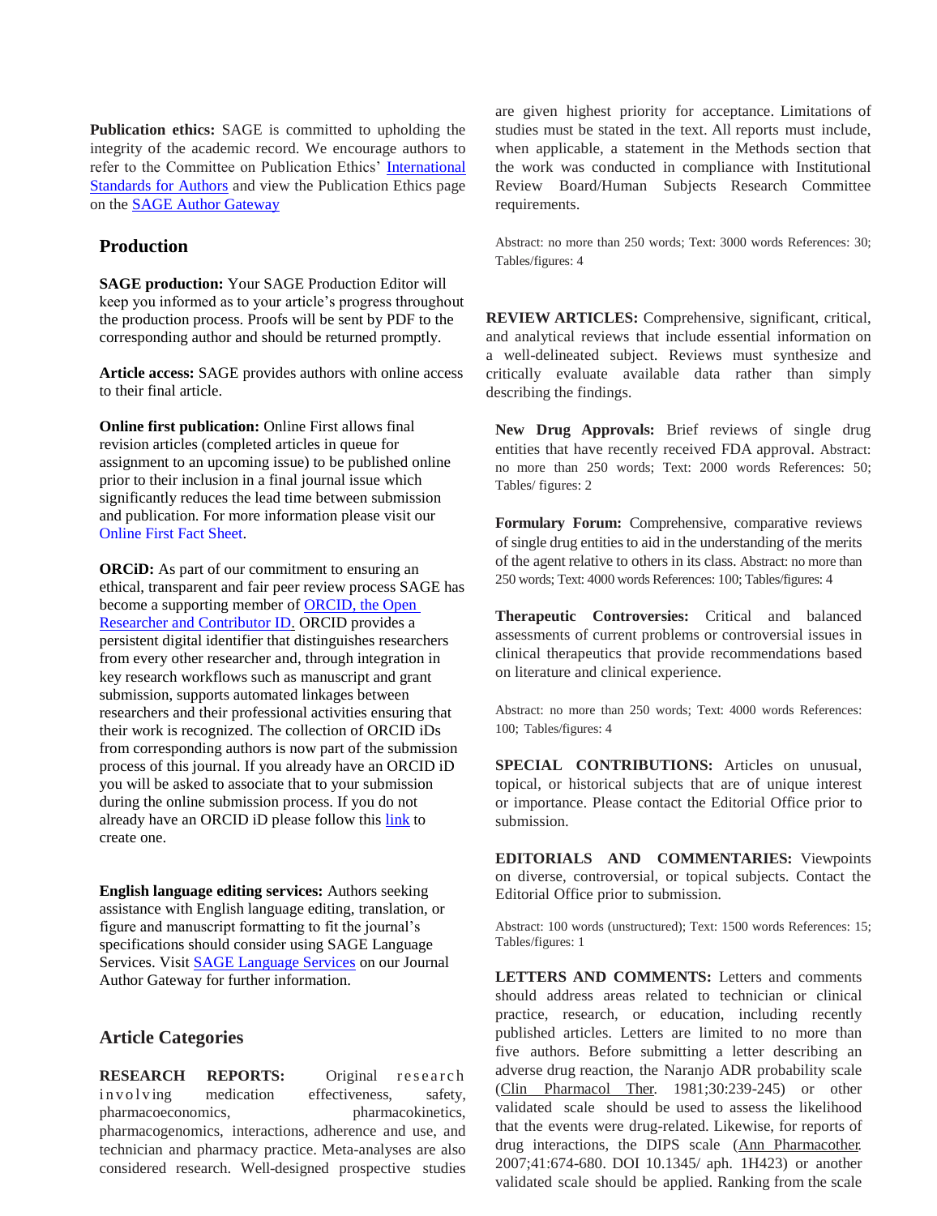**Publication ethics:** SAGE is committed to upholding the integrity of the academic record. We encourage authors to refer to the Committee on Publication Ethics' International Standards for Authors and view the Publication Ethics page on the SAGE Author Gateway

## Production

**SAGE production:** Your SAGE Production Editor will keep you informed as to your article's progress throughout the production process. Proofs will be sent by PDF to the corresponding author and should be returned promptly.

**Article access:** SAGE provides authors with online access to their final article.

**Online first publication:** Online First allows final revision articles (completed articles in queue for assignment to an upcoming issue) to be published online prior to their inclusion in a final journal issue which significantly reduces the lead time between submission and publication. For more information please visit our Online First Fact Sheet.

**ORCiD:** As part of our commitment to ensuring an ethical, transparent and fair peer review process SAGE has become a supporting member of ORCID, the Open Researcher and Contributor ID. ORCID provides a persistent digital identifier that distinguishes researchers from every other researcher and, through integration in key research workflows such as manuscript and grant submission, supports automated linkages between researchers and their professional activities ensuring that their work is recognized. The collection of ORCID iDs from corresponding authors is now part of the submission process of this journal. If you already have an ORCID iD you will be asked to associate that to your submission during the online submission process. If you do not already have an ORCID iD please follow this link to create one.

**English language editing services:** Authors seeking assistance with English language editing, translation, or figure and manuscript formatting to fit the journal's specifications should consider using SAGE Language Services. Visit SAGE Language Services on our Journal Author Gateway for further information.

## Article Categories

**RESEARCH REPORTS:** Original research involving medication effectiveness, safety, pharmacoeconomics, pharmacokinetics, pharmacogenomics, interactions, adherence and use, and technician and pharmacy practice. Meta-analyses are also considered research. Well-designed prospective studies are given highest priority for acceptance. Limitations of studies must be stated in the text. All reports must include, when applicable, a statement in the Methods section that the work was conducted in compliance with Institutional Review Board/Human Subjects Research Committee requirements.

Abstract: no more than 250 words; Text: 3000 words References: 30; Tables/figures: 4

**REVIEW ARTICLES:** Comprehensive, significant, critical, and analytical reviews that include essential information on a well-delineated subject. Reviews must synthesize and critically evaluate available data rather than simply describing the findings.

**New Drug Approvals:** Brief reviews of single drug entities that have recently received FDA approval. Abstract: no more than 250 words; Text: 2000 words References: 50; Tables/ figures: 2

**Formulary Forum:** Comprehensive, comparative reviews of single drug entities to aid in the understanding of the merits of the agent relative to others in its class. Abstract: no more than 250 words; Text: 4000 words References: 100; Tables/figures: 4

**Therapeutic Controversies:** Critical and balanced assessments of current problems or controversial issues in clinical therapeutics that provide recommendations based on literature and clinical experience.

Abstract: no more than 250 words; Text: 4000 words References: 100; Tables/figures: 4

**SPECIAL CONTRIBUTIONS:** Articles on unusual, topical, or historical subjects that are of unique interest or importance. Please contact the Editorial Office prior to submission.

**EDITORIALS AND COMMENTARIES:** Viewpoints on diverse, controversial, or topical subjects. Contact the Editorial Office prior to submission.

Abstract: 100 words (unstructured); Text: 1500 words References: 15; Tables/figures: 1

**LETTERS AND COMMENTS:** Letters and comments should address areas related to technician or clinical practice, research, or education, including recently published articles. Letters are limited to no more than five authors. Before submitting a letter describing an adverse drug reaction, the Naranjo ADR probability scale (Clin Pharmacol Ther. 1981;30:239-245) or other validated scale should be used to assess the likelihood that the events were drug-related. Likewise, for reports of drug interactions, the DIPS scale (Ann Pharmacother. 2007;41:674-680. DOI 10.1345/ aph. 1H423) or another validated scale should be applied. Ranking from the scale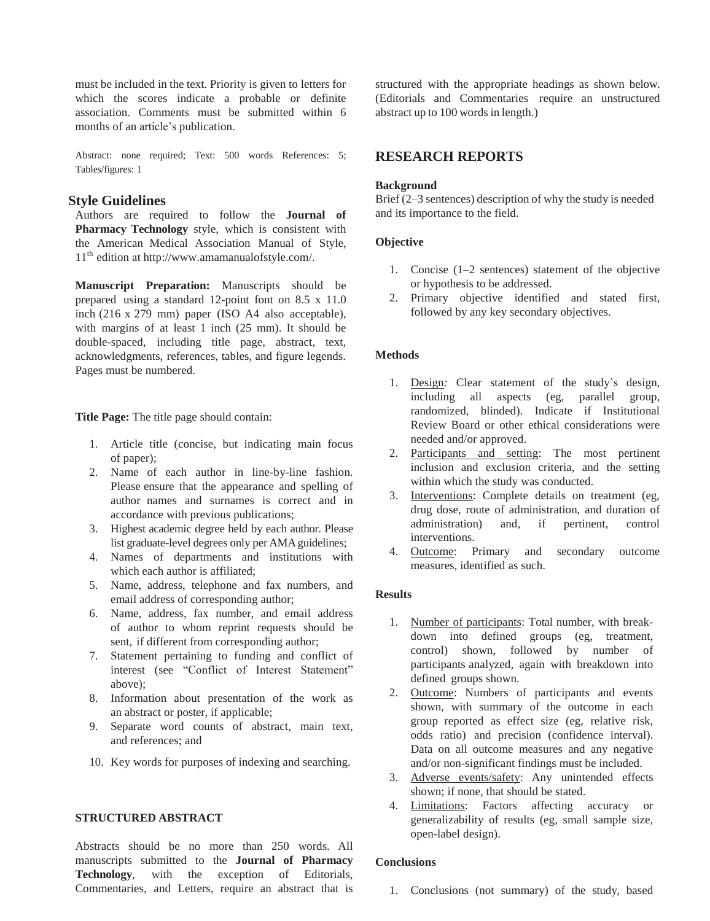must be included in the text. Priority is given to letters for which the scores indicate a probable or definite association. Comments must be submitted within 6 months of an article's publication.

Abstract: none required; Text: 500 words References: 5; Tables/figures: 1

## Style Guidelines

Authors are required to follow the **Journal of Pharmacy Technology** style, which is consistent with the American Medical Association Manual of Style, 11th edition at http://www.amamanualofstyle.com/.

**Manuscript Preparation:** Manuscripts should be prepared using a standard 12-point font on 8.5 x 11.0 inch (216 x 279 mm) paper (ISO A4 also acceptable), with margins of at least 1 inch (25 mm). It should be double-spaced, including title page, abstract, text, acknowledgments, references, tables, and figure legends. Pages must be numbered.

**Title Page:** The title page should contain:

1. Article title (concise, but indicating main focus of paper);
2. Name of each author in line-by-line fashion. Please ensure that the appearance and spelling of author names and surnames is correct and in accordance with previous publications;
3. Highest academic degree held by each author. Please list graduate-level degrees only per AMA guidelines;
4. Names of departments and institutions with which each author is affiliated;
5. Name, address, telephone and fax numbers, and email address of corresponding author;
6. Name, address, fax number, and email address of author to whom reprint requests should be sent, if different from corresponding author;
7. Statement pertaining to funding and conflict of interest (see "Conflict of Interest Statement" above);
8. Information about presentation of the work as an abstract or poster, if applicable;
9. Separate word counts of abstract, main text, and references; and
10. Key words for purposes of indexing and searching.

**STRUCTURED ABSTRACT**

Abstracts should be no more than 250 words. All manuscripts submitted to the **Journal of Pharmacy Technology**, with the exception of Editorials, Commentaries, and Letters, require an abstract that is structured with the appropriate headings as shown below. (Editorials and Commentaries require an unstructured abstract up to 100 words in length.)

## RESEARCH REPORTS

**Background**

Brief (2–3 sentences) description of why the study is needed and its importance to the field.

**Objective**

1. Concise (1–2 sentences) statement of the objective or hypothesis to be addressed.
2. Primary objective identified and stated first, followed by any key secondary objectives.

**Methods**

1. Design*:* Clear statement of the study's design, including all aspects (eg, parallel group, randomized, blinded). Indicate if Institutional Review Board or other ethical considerations were needed and/or approved.
2. Participants and setting: The most pertinent inclusion and exclusion criteria, and the setting within which the study was conducted.
3. Interventions: Complete details on treatment (eg, drug dose, route of administration, and duration of administration) and, if pertinent, control interventions.
4. Outcome: Primary and secondary outcome measures, identified as such.

**Results**

1. Number of participants: Total number, with breakdown into defined groups (eg, treatment, control) shown, followed by number of participants analyzed, again with breakdown into defined groups shown.
2. Outcome: Numbers of participants and events shown, with summary of the outcome in each group reported as effect size (eg, relative risk, odds ratio) and precision (confidence interval). Data on all outcome measures and any negative and/or non-significant findings must be included.
3. Adverse events/safety: Any unintended effects shown; if none, that should be stated.
4. Limitations: Factors affecting accuracy or generalizability of results (eg, small sample size, open-label design).

**Conclusions**

1. Conclusions (not summary) of the study, based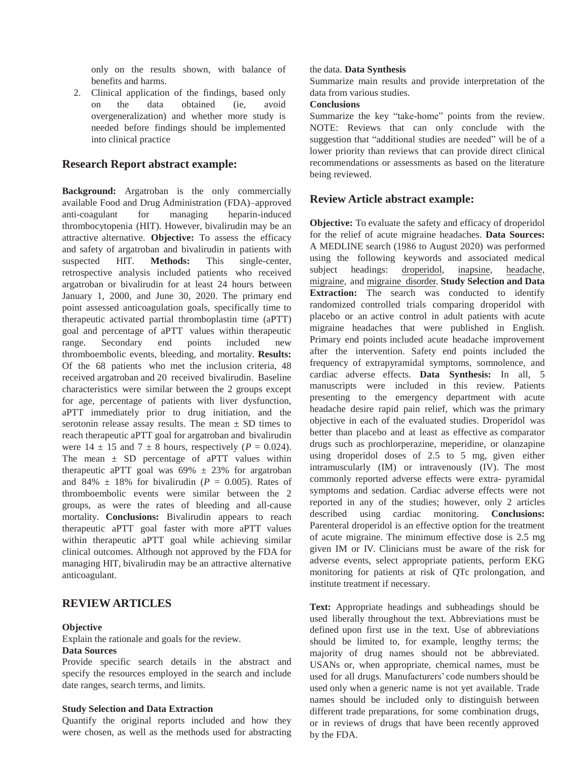only on the results shown, with balance of benefits and harms.

2. Clinical application of the findings, based only on the data obtained (ie, avoid overgeneralization) and whether more study is needed before findings should be implemented into clinical practice

## Research Report abstract example:

**Background:** Argatroban is the only commercially available Food and Drug Administration (FDA)–approved anti-coagulant for managing heparin-induced thrombocytopenia (HIT). However, bivalirudin may be an attractive alternative. **Objective:** To assess the efficacy and safety of argatroban and bivalirudin in patients with suspected HIT. **Methods:** This single-center, retrospective analysis included patients who received argatroban or bivalirudin for at least 24 hours between January 1, 2000, and June 30, 2020. The primary end point assessed anticoagulation goals, specifically time to therapeutic activated partial thromboplastin time (aPTT) goal and percentage of aPTT values within therapeutic range. Secondary end points included new thromboembolic events, bleeding, and mortality. **Results:** Of the 68 patients who met the inclusion criteria, 48 received argatroban and 20 received bivalirudin. Baseline characteristics were similar between the 2 groups except for age, percentage of patients with liver dysfunction, aPTT immediately prior to drug initiation, and the serotonin release assay results. The mean ± SD times to reach therapeutic aPTT goal for argatroban and bivalirudin were 14 ± 15 and 7 ± 8 hours, respectively ($P$ = 0.024). The mean ± SD percentage of aPTT values within therapeutic aPTT goal was 69% ± 23% for argatroban and 84% ± 18% for bivalirudin ($P$ = 0.005). Rates of thromboembolic events were similar between the 2 groups, as were the rates of bleeding and all-cause mortality. **Conclusions:** Bivalirudin appears to reach therapeutic aPTT goal faster with more aPTT values within therapeutic aPTT goal while achieving similar clinical outcomes. Although not approved by the FDA for managing HIT, bivalirudin may be an attractive alternative anticoagulant.

## REVIEW ARTICLES

**Objective**

Explain the rationale and goals for the review.

**Data Sources**

Provide specific search details in the abstract and specify the resources employed in the search and include date ranges, search terms, and limits.

**Study Selection and Data Extraction**

Quantify the original reports included and how they were chosen, as well as the methods used for abstracting the data.

**Data Synthesis**

Summarize main results and provide interpretation of the data from various studies.

**Conclusions**

Summarize the key "take-home" points from the review. NOTE: Reviews that can only conclude with the suggestion that "additional studies are needed" will be of a lower priority than reviews that can provide direct clinical recommendations or assessments as based on the literature being reviewed.

## Review Article abstract example:

**Objective:** To evaluate the safety and efficacy of droperidol for the relief of acute migraine headaches. **Data Sources:** A MEDLINE search (1986 to August 2020) was performed using the following keywords and associated medical subject headings: droperidol, inapsine, headache, migraine, and migraine disorder. **Study Selection and Data Extraction:** The search was conducted to identify randomized controlled trials comparing droperidol with placebo or an active control in adult patients with acute migraine headaches that were published in English. Primary end points included acute headache improvement after the intervention. Safety end points included the frequency of extrapyramidal symptoms, somnolence, and cardiac adverse effects. **Data Synthesis:** In all, 5 manuscripts were included in this review. Patients presenting to the emergency department with acute headache desire rapid pain relief, which was the primary objective in each of the evaluated studies. Droperidol was better than placebo and at least as effective as comparator drugs such as prochlorperazine, meperidine, or olanzapine using droperidol doses of 2.5 to 5 mg, given either intramuscularly (IM) or intravenously (IV). The most commonly reported adverse effects were extra- pyramidal symptoms and sedation. Cardiac adverse effects were not reported in any of the studies; however, only 2 articles described using cardiac monitoring. **Conclusions:** Parenteral droperidol is an effective option for the treatment of acute migraine. The minimum effective dose is 2.5 mg given IM or IV. Clinicians must be aware of the risk for adverse events, select appropriate patients, perform EKG monitoring for patients at risk of QTc prolongation, and institute treatment if necessary.

**Text:** Appropriate headings and subheadings should be used liberally throughout the text. Abbreviations must be defined upon first use in the text. Use of abbreviations should be limited to, for example, lengthy terms; the majority of drug names should not be abbreviated. USANs or, when appropriate, chemical names, must be used for all drugs. Manufacturers' code numbers should be used only when a generic name is not yet available. Trade names should be included only to distinguish between different trade preparations, for some combination drugs, or in reviews of drugs that have been recently approved by the FDA.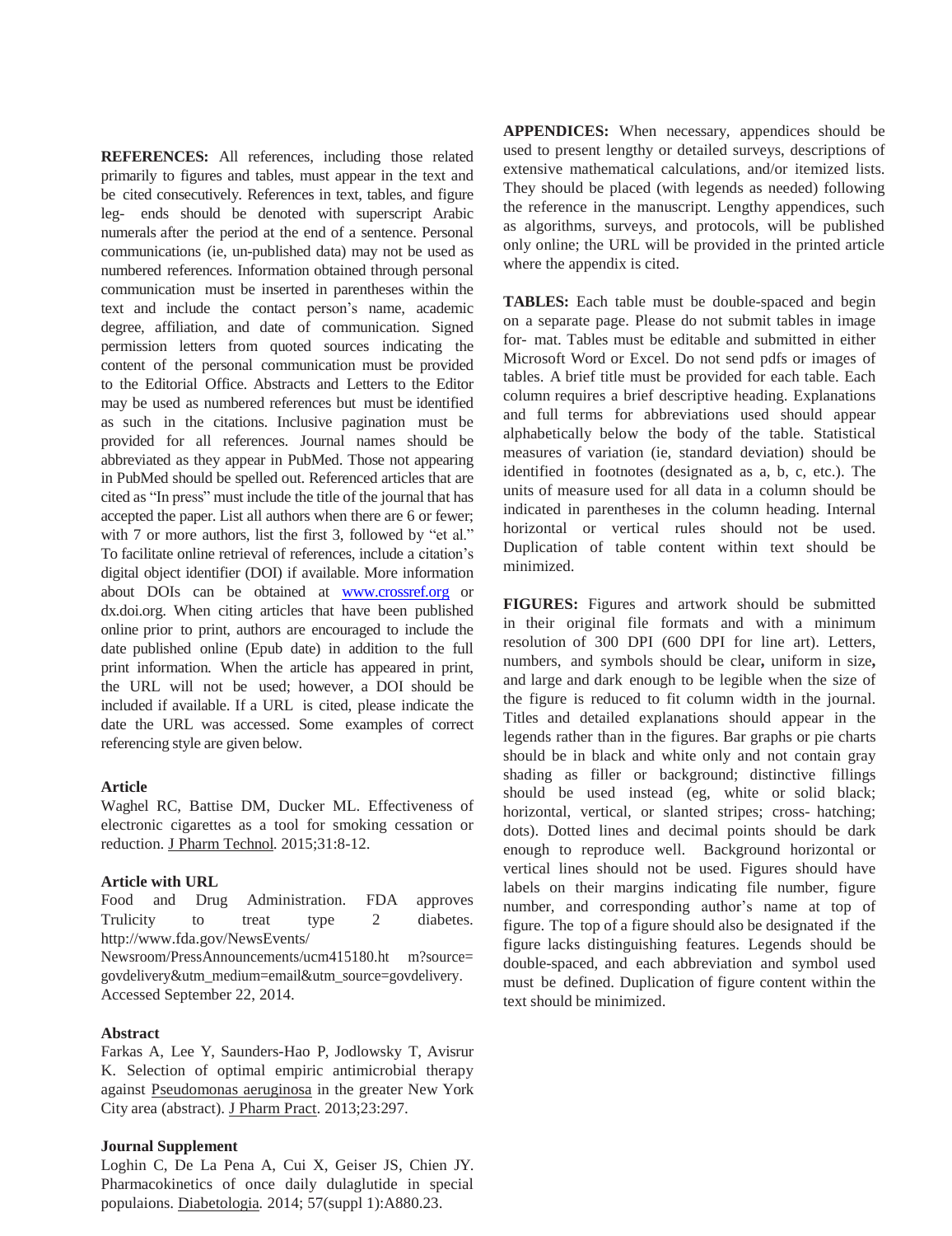**REFERENCES:** All references, including those related primarily to figures and tables, must appear in the text and be cited consecutively. References in text, tables, and figure leg- ends should be denoted with superscript Arabic numerals after the period at the end of a sentence. Personal communications (ie, un-published data) may not be used as numbered references. Information obtained through personal communication must be inserted in parentheses within the text and include the contact person's name, academic degree, affiliation, and date of communication. Signed permission letters from quoted sources indicating the content of the personal communication must be provided to the Editorial Office. Abstracts and Letters to the Editor may be used as numbered references but must be identified as such in the citations. Inclusive pagination must be provided for all references. Journal names should be abbreviated as they appear in PubMed. Those not appearing in PubMed should be spelled out. Referenced articles that are cited as "In press" must include the title of the journal that has accepted the paper. List all authors when there are 6 or fewer; with 7 or more authors, list the first 3, followed by "et al." To facilitate online retrieval of references, include a citation's digital object identifier (DOI) if available. More information about DOIs can be obtained at www.crossref.org or dx.doi.org. When citing articles that have been published online prior to print, authors are encouraged to include the date published online (Epub date) in addition to the full print information. When the article has appeared in print, the URL will not be used; however, a DOI should be included if available. If a URL is cited, please indicate the date the URL was accessed. Some examples of correct referencing style are given below.

**Article**

Waghel RC, Battise DM, Ducker ML. Effectiveness of electronic cigarettes as a tool for smoking cessation or reduction. J Pharm Technol. 2015;31:8-12.

**Article with URL**

Food and Drug Administration. FDA approves Trulicity to treat type 2 diabetes. http://www.fda.gov/NewsEvents/ Newsroom/PressAnnouncements/ucm415180.ht m?source= govdelivery&utm_medium=email&utm_source=govdelivery. Accessed September 22, 2014.

**Abstract**

Farkas A, Lee Y, Saunders-Hao P, Jodlowsky T, Avisrur K. Selection of optimal empiric antimicrobial therapy against Pseudomonas aeruginosa in the greater New York City area (abstract). J Pharm Pract. 2013;23:297.

**Journal Supplement**

Loghin C, De La Pena A, Cui X, Geiser JS, Chien JY. Pharmacokinetics of once daily dulaglutide in special populaions. Diabetologia. 2014; 57(suppl 1):A880.23.

**APPENDICES:** When necessary, appendices should be used to present lengthy or detailed surveys, descriptions of extensive mathematical calculations, and/or itemized lists. They should be placed (with legends as needed) following the reference in the manuscript. Lengthy appendices, such as algorithms, surveys, and protocols, will be published only online; the URL will be provided in the printed article where the appendix is cited.

**TABLES:** Each table must be double-spaced and begin on a separate page. Please do not submit tables in image for- mat. Tables must be editable and submitted in either Microsoft Word or Excel. Do not send pdfs or images of tables. A brief title must be provided for each table. Each column requires a brief descriptive heading. Explanations and full terms for abbreviations used should appear alphabetically below the body of the table. Statistical measures of variation (ie, standard deviation) should be identified in footnotes (designated as a, b, c, etc.). The units of measure used for all data in a column should be indicated in parentheses in the column heading. Internal horizontal or vertical rules should not be used. Duplication of table content within text should be minimized.

**FIGURES:** Figures and artwork should be submitted in their original file formats and with a minimum resolution of 300 DPI (600 DPI for line art). Letters, numbers, and symbols should be clear, uniform in size, and large and dark enough to be legible when the size of the figure is reduced to fit column width in the journal. Titles and detailed explanations should appear in the legends rather than in the figures. Bar graphs or pie charts should be in black and white only and not contain gray shading as filler or background; distinctive fillings should be used instead (eg, white or solid black; horizontal, vertical, or slanted stripes; cross- hatching; dots). Dotted lines and decimal points should be dark enough to reproduce well. Background horizontal or vertical lines should not be used. Figures should have labels on their margins indicating file number, figure number, and corresponding author's name at top of figure. The top of a figure should also be designated if the figure lacks distinguishing features. Legends should be double-spaced, and each abbreviation and symbol used must be defined. Duplication of figure content within the text should be minimized.